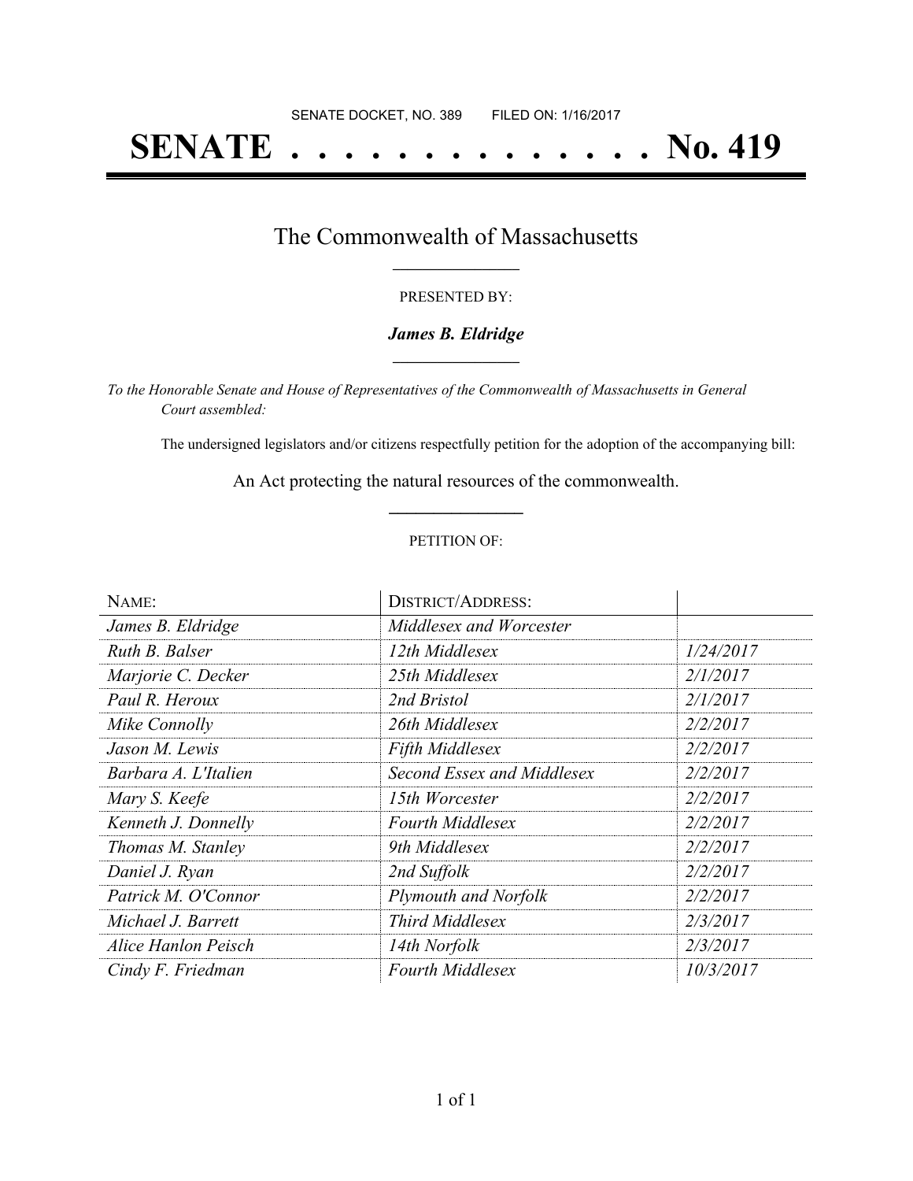SENATE DOCKET, NO. 389        FILED ON: 1/16/2017

# SENATE . . . . . . . . . . . . . . No. 419

## The Commonwealth of Massachusetts

PRESENTED BY:

***James B. Eldridge***

*To the Honorable Senate and House of Representatives of the Commonwealth of Massachusetts in General Court assembled:*

The undersigned legislators and/or citizens respectfully petition for the adoption of the accompanying bill:

An Act protecting the natural resources of the commonwealth.

PETITION OF:

| NAME: | DISTRICT/ADDRESS: | |
|---|---|---|
| *James B. Eldridge* | *Middlesex and Worcester* | |
| *Ruth B. Balser* | *12th Middlesex* | *1/24/2017* |
| *Marjorie C. Decker* | *25th Middlesex* | *2/1/2017* |
| *Paul R. Heroux* | *2nd Bristol* | *2/1/2017* |
| *Mike Connolly* | *26th Middlesex* | *2/2/2017* |
| *Jason M. Lewis* | *Fifth Middlesex* | *2/2/2017* |
| *Barbara A. L'Italien* | *Second Essex and Middlesex* | *2/2/2017* |
| *Mary S. Keefe* | *15th Worcester* | *2/2/2017* |
| *Kenneth J. Donnelly* | *Fourth Middlesex* | *2/2/2017* |
| *Thomas M. Stanley* | *9th Middlesex* | *2/2/2017* |
| *Daniel J. Ryan* | *2nd Suffolk* | *2/2/2017* |
| *Patrick M. O'Connor* | *Plymouth and Norfolk* | *2/2/2017* |
| *Michael J. Barrett* | *Third Middlesex* | *2/3/2017* |
| *Alice Hanlon Peisch* | *14th Norfolk* | *2/3/2017* |
| *Cindy F. Friedman* | *Fourth Middlesex* | *10/3/2017* |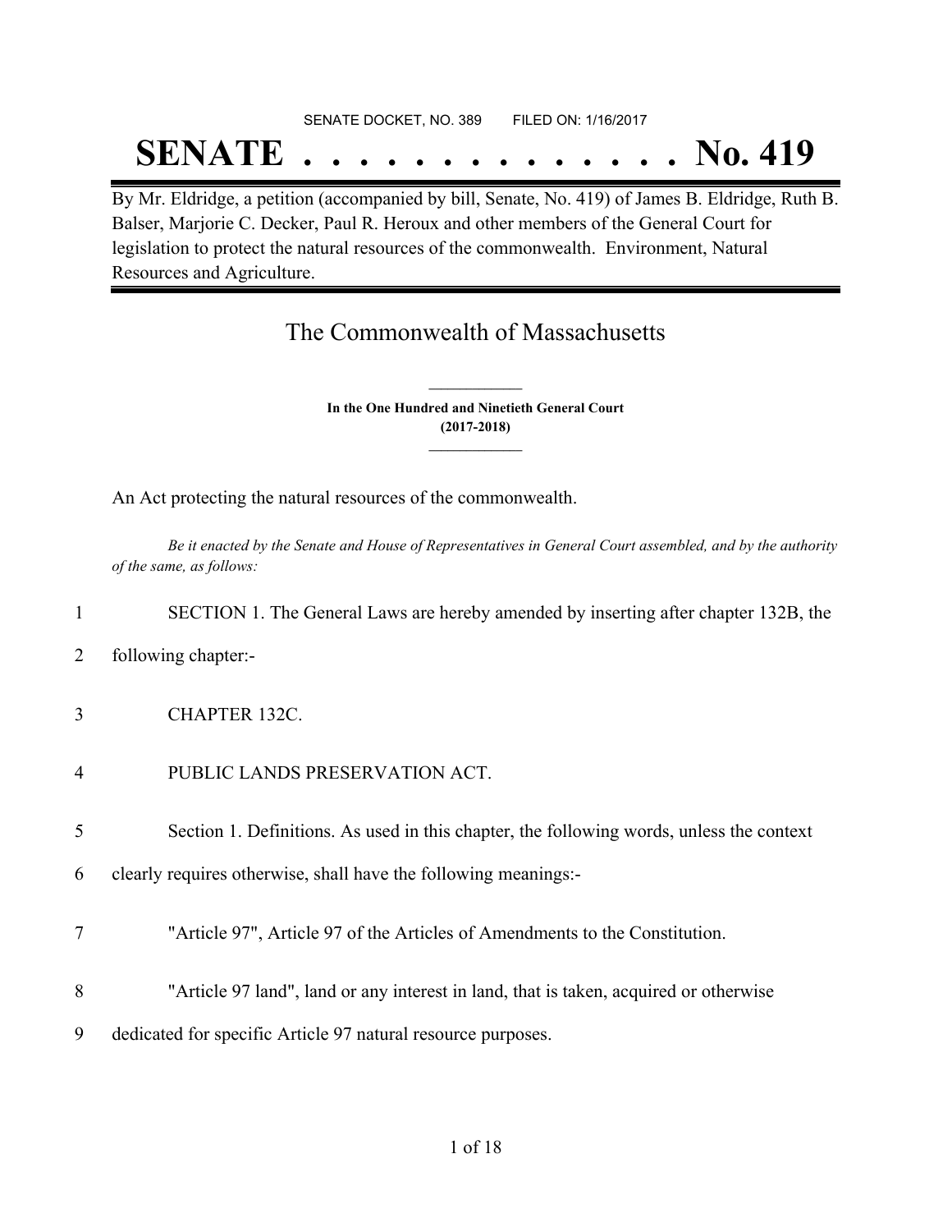SENATE DOCKET, NO. 389        FILED ON: 1/16/2017

# SENATE . . . . . . . . . . . . . . No. 419

By Mr. Eldridge, a petition (accompanied by bill, Senate, No. 419) of James B. Eldridge, Ruth B. Balser, Marjorie C. Decker, Paul R. Heroux and other members of the General Court for legislation to protect the natural resources of the commonwealth. Environment, Natural Resources and Agriculture.

## The Commonwealth of Massachusetts

**In the One Hundred and Ninetieth General Court**
**(2017-2018)**

An Act protecting the natural resources of the commonwealth.

*Be it enacted by the Senate and House of Representatives in General Court assembled, and by the authority of the same, as follows:*

1 SECTION 1. The General Laws are hereby amended by inserting after chapter 132B, the

2 following chapter:-

3 CHAPTER 132C.

4 PUBLIC LANDS PRESERVATION ACT.

5 Section 1. Definitions. As used in this chapter, the following words, unless the context

6 clearly requires otherwise, shall have the following meanings:-

7 "Article 97", Article 97 of the Articles of Amendments to the Constitution.

8 "Article 97 land", land or any interest in land, that is taken, acquired or otherwise

9 dedicated for specific Article 97 natural resource purposes.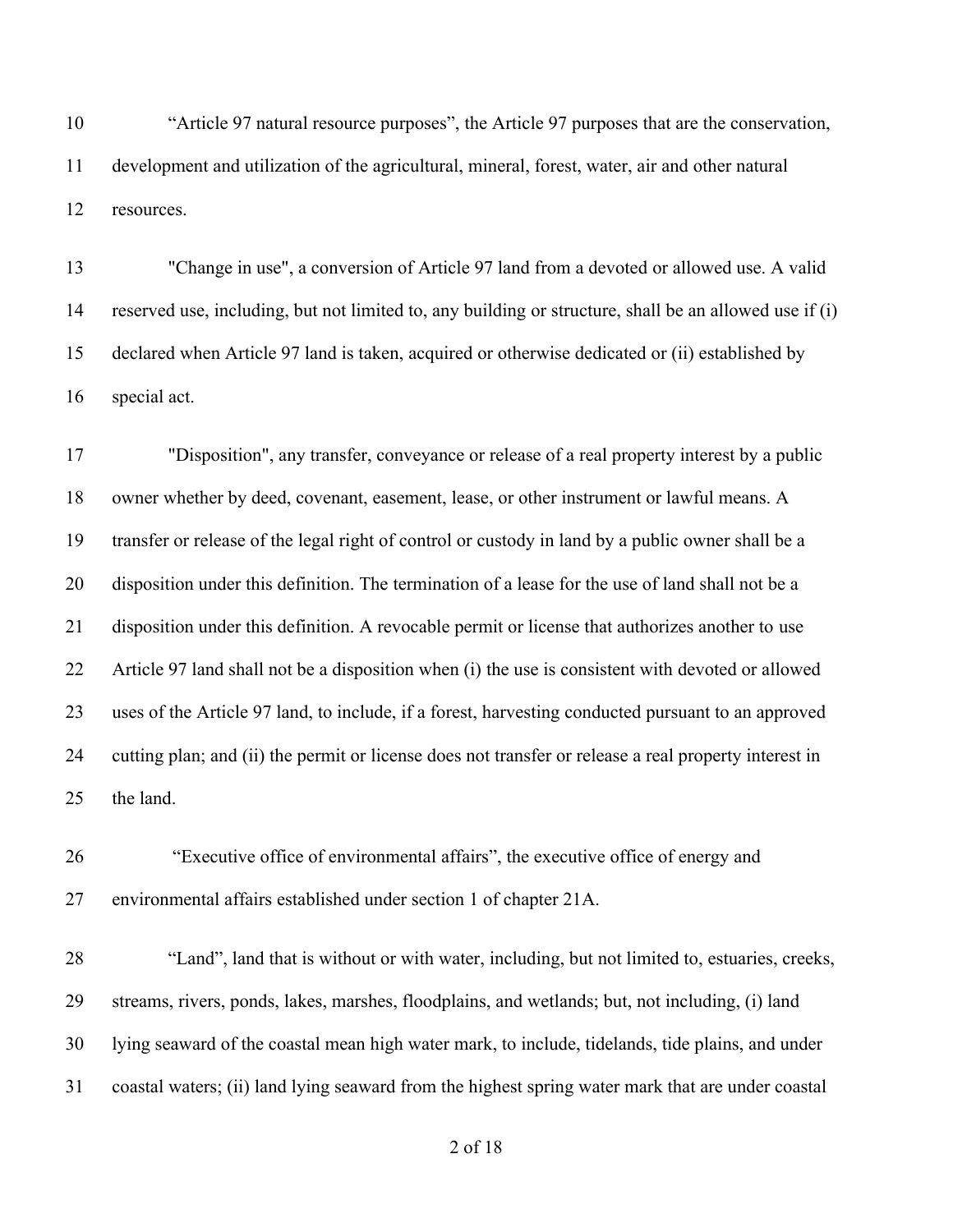"Article 97 natural resource purposes", the Article 97 purposes that are the conservation, development and utilization of the agricultural, mineral, forest, water, air and other natural resources.

"Change in use", a conversion of Article 97 land from a devoted or allowed use. A valid reserved use, including, but not limited to, any building or structure, shall be an allowed use if (i) declared when Article 97 land is taken, acquired or otherwise dedicated or (ii) established by special act.

"Disposition", any transfer, conveyance or release of a real property interest by a public owner whether by deed, covenant, easement, lease, or other instrument or lawful means. A transfer or release of the legal right of control or custody in land by a public owner shall be a disposition under this definition. The termination of a lease for the use of land shall not be a disposition under this definition. A revocable permit or license that authorizes another to use Article 97 land shall not be a disposition when (i) the use is consistent with devoted or allowed uses of the Article 97 land, to include, if a forest, harvesting conducted pursuant to an approved cutting plan; and (ii) the permit or license does not transfer or release a real property interest in the land.

"Executive office of environmental affairs", the executive office of energy and environmental affairs established under section 1 of chapter 21A.

"Land", land that is without or with water, including, but not limited to, estuaries, creeks, streams, rivers, ponds, lakes, marshes, floodplains, and wetlands; but, not including, (i) land lying seaward of the coastal mean high water mark, to include, tidelands, tide plains, and under coastal waters; (ii) land lying seaward from the highest spring water mark that are under coastal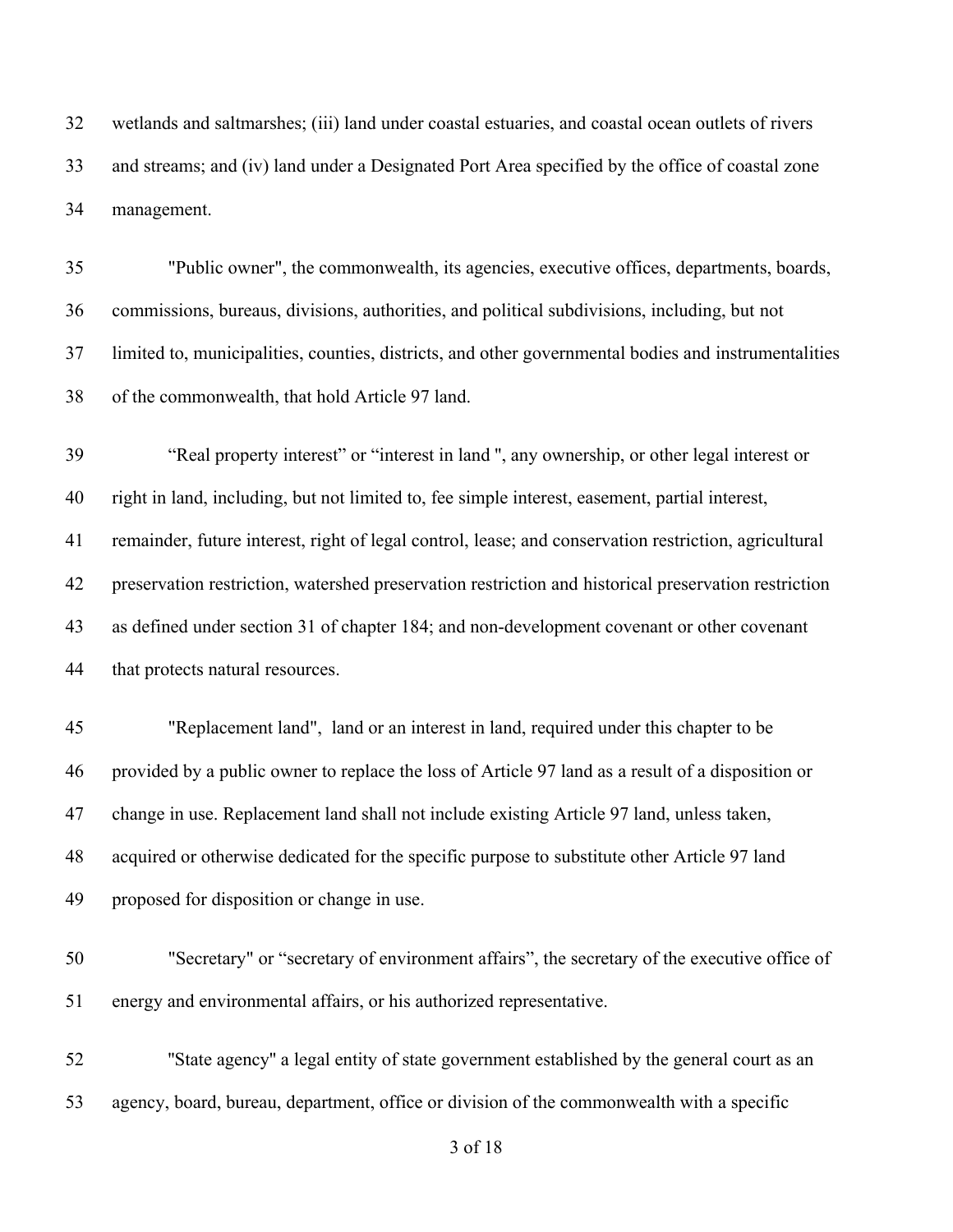wetlands and saltmarshes; (iii) land under coastal estuaries, and coastal ocean outlets of rivers and streams; and (iv) land under a Designated Port Area specified by the office of coastal zone management.

"Public owner", the commonwealth, its agencies, executive offices, departments, boards, commissions, bureaus, divisions, authorities, and political subdivisions, including, but not limited to, municipalities, counties, districts, and other governmental bodies and instrumentalities of the commonwealth, that hold Article 97 land.

"Real property interest" or "interest in land ", any ownership, or other legal interest or right in land, including, but not limited to, fee simple interest, easement, partial interest, remainder, future interest, right of legal control, lease; and conservation restriction, agricultural preservation restriction, watershed preservation restriction and historical preservation restriction as defined under section 31 of chapter 184; and non-development covenant or other covenant that protects natural resources.

"Replacement land", land or an interest in land, required under this chapter to be provided by a public owner to replace the loss of Article 97 land as a result of a disposition or change in use. Replacement land shall not include existing Article 97 land, unless taken, acquired or otherwise dedicated for the specific purpose to substitute other Article 97 land proposed for disposition or change in use.

"Secretary" or "secretary of environment affairs", the secretary of the executive office of energy and environmental affairs, or his authorized representative.

"State agency" a legal entity of state government established by the general court as an agency, board, bureau, department, office or division of the commonwealth with a specific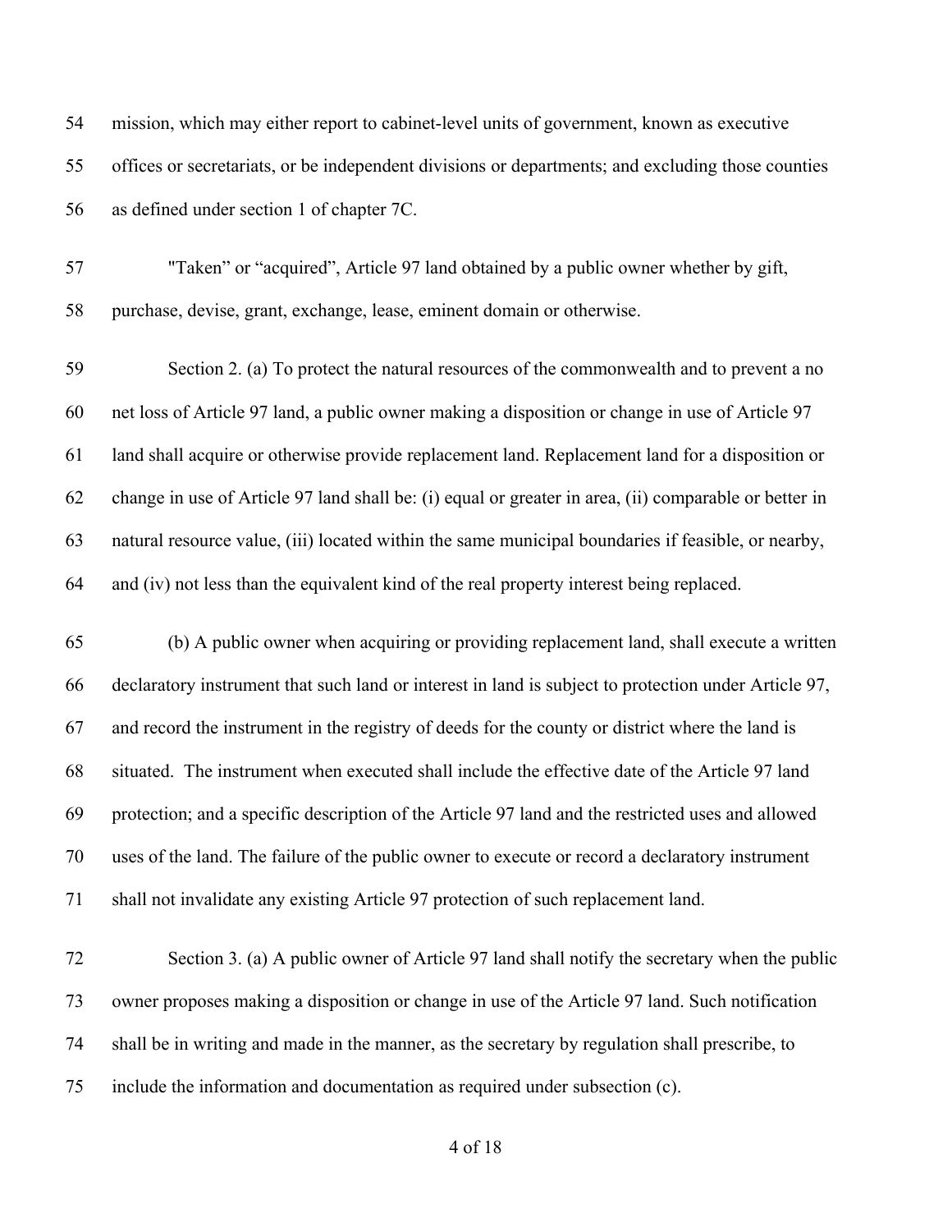mission, which may either report to cabinet-level units of government, known as executive offices or secretariats, or be independent divisions or departments; and excluding those counties as defined under section 1 of chapter 7C.

"Taken" or "acquired", Article 97 land obtained by a public owner whether by gift, purchase, devise, grant, exchange, lease, eminent domain or otherwise.

Section 2. (a) To protect the natural resources of the commonwealth and to prevent a no net loss of Article 97 land, a public owner making a disposition or change in use of Article 97 land shall acquire or otherwise provide replacement land. Replacement land for a disposition or change in use of Article 97 land shall be: (i) equal or greater in area, (ii) comparable or better in natural resource value, (iii) located within the same municipal boundaries if feasible, or nearby, and (iv) not less than the equivalent kind of the real property interest being replaced.

(b) A public owner when acquiring or providing replacement land, shall execute a written declaratory instrument that such land or interest in land is subject to protection under Article 97, and record the instrument in the registry of deeds for the county or district where the land is situated. The instrument when executed shall include the effective date of the Article 97 land protection; and a specific description of the Article 97 land and the restricted uses and allowed uses of the land. The failure of the public owner to execute or record a declaratory instrument shall not invalidate any existing Article 97 protection of such replacement land.

Section 3. (a) A public owner of Article 97 land shall notify the secretary when the public owner proposes making a disposition or change in use of the Article 97 land. Such notification shall be in writing and made in the manner, as the secretary by regulation shall prescribe, to include the information and documentation as required under subsection (c).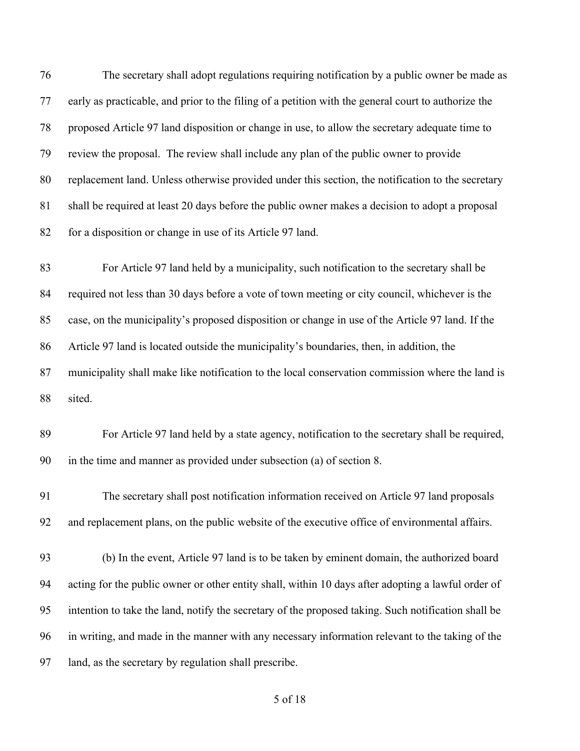The secretary shall adopt regulations requiring notification by a public owner be made as early as practicable, and prior to the filing of a petition with the general court to authorize the proposed Article 97 land disposition or change in use, to allow the secretary adequate time to review the proposal. The review shall include any plan of the public owner to provide replacement land. Unless otherwise provided under this section, the notification to the secretary shall be required at least 20 days before the public owner makes a decision to adopt a proposal for a disposition or change in use of its Article 97 land.

For Article 97 land held by a municipality, such notification to the secretary shall be required not less than 30 days before a vote of town meeting or city council, whichever is the case, on the municipality's proposed disposition or change in use of the Article 97 land. If the Article 97 land is located outside the municipality's boundaries, then, in addition, the municipality shall make like notification to the local conservation commission where the land is sited.

For Article 97 land held by a state agency, notification to the secretary shall be required, in the time and manner as provided under subsection (a) of section 8.

The secretary shall post notification information received on Article 97 land proposals and replacement plans, on the public website of the executive office of environmental affairs.

(b) In the event, Article 97 land is to be taken by eminent domain, the authorized board acting for the public owner or other entity shall, within 10 days after adopting a lawful order of intention to take the land, notify the secretary of the proposed taking. Such notification shall be in writing, and made in the manner with any necessary information relevant to the taking of the land, as the secretary by regulation shall prescribe.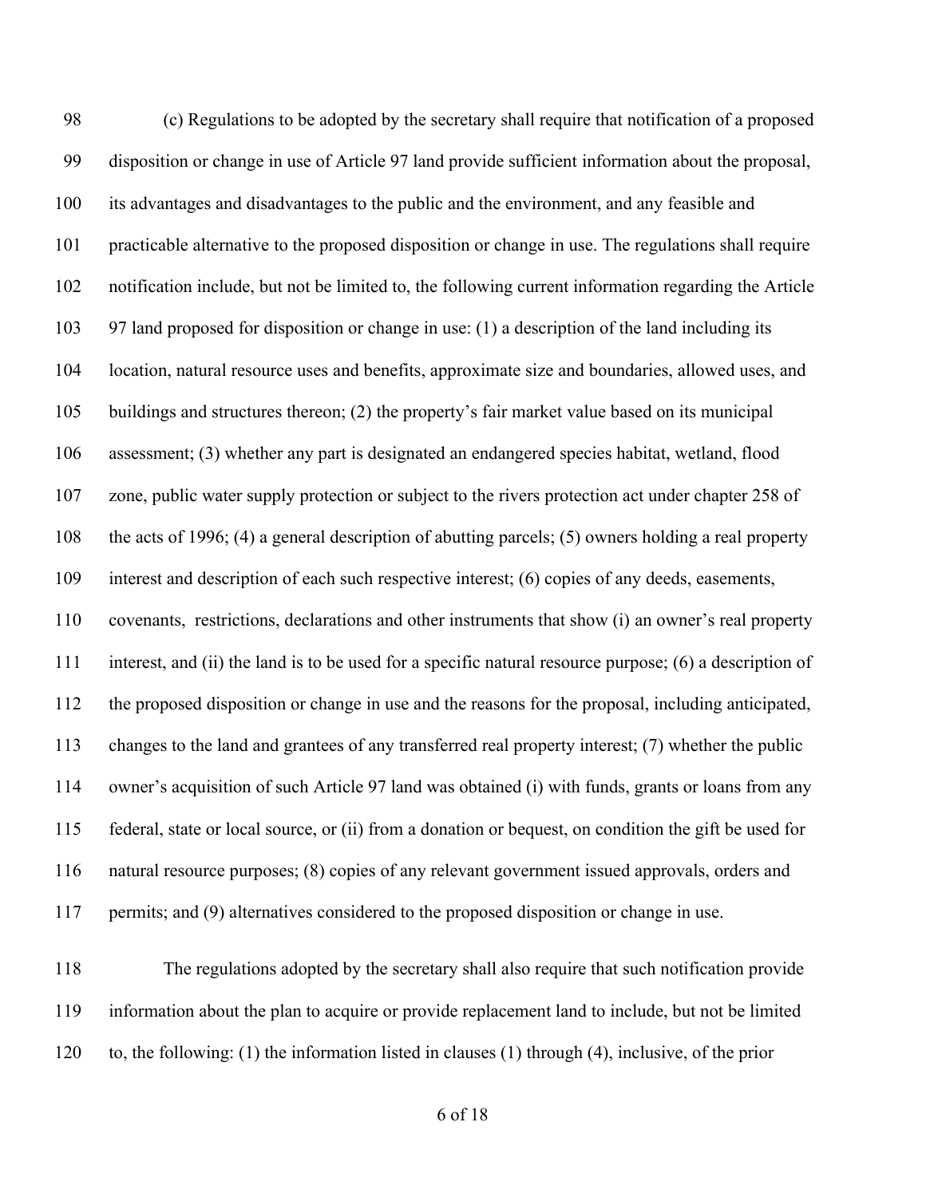(c) Regulations to be adopted by the secretary shall require that notification of a proposed disposition or change in use of Article 97 land provide sufficient information about the proposal, its advantages and disadvantages to the public and the environment, and any feasible and practicable alternative to the proposed disposition or change in use. The regulations shall require notification include, but not be limited to, the following current information regarding the Article 97 land proposed for disposition or change in use: (1) a description of the land including its location, natural resource uses and benefits, approximate size and boundaries, allowed uses, and buildings and structures thereon; (2) the property's fair market value based on its municipal assessment; (3) whether any part is designated an endangered species habitat, wetland, flood zone, public water supply protection or subject to the rivers protection act under chapter 258 of the acts of 1996; (4) a general description of abutting parcels; (5) owners holding a real property interest and description of each such respective interest; (6) copies of any deeds, easements, covenants, restrictions, declarations and other instruments that show (i) an owner's real property interest, and (ii) the land is to be used for a specific natural resource purpose; (6) a description of the proposed disposition or change in use and the reasons for the proposal, including anticipated, changes to the land and grantees of any transferred real property interest; (7) whether the public owner's acquisition of such Article 97 land was obtained (i) with funds, grants or loans from any federal, state or local source, or (ii) from a donation or bequest, on condition the gift be used for natural resource purposes; (8) copies of any relevant government issued approvals, orders and permits; and (9) alternatives considered to the proposed disposition or change in use.

The regulations adopted by the secretary shall also require that such notification provide information about the plan to acquire or provide replacement land to include, but not be limited to, the following: (1) the information listed in clauses (1) through (4), inclusive, of the prior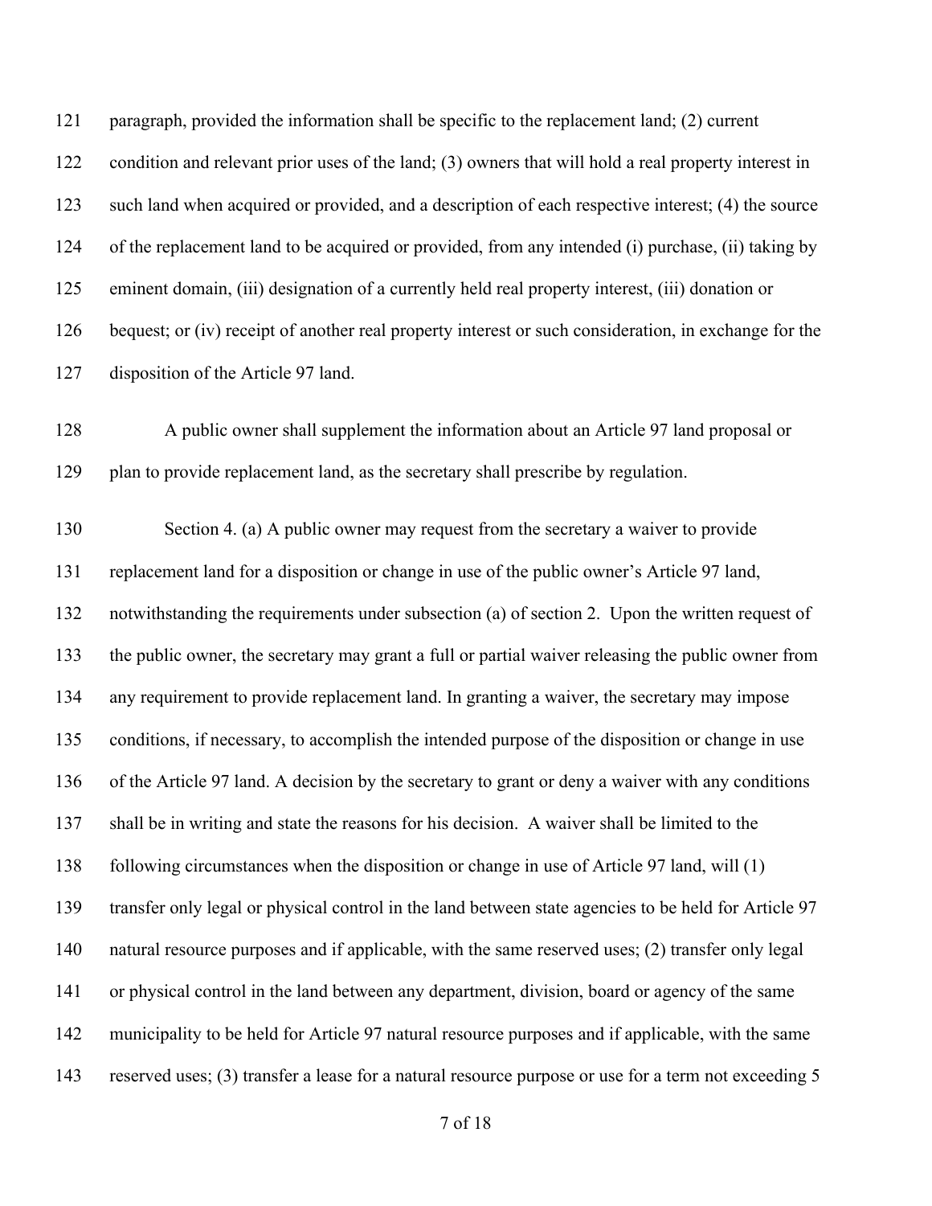paragraph, provided the information shall be specific to the replacement land; (2) current condition and relevant prior uses of the land; (3) owners that will hold a real property interest in such land when acquired or provided, and a description of each respective interest; (4) the source of the replacement land to be acquired or provided, from any intended (i) purchase, (ii) taking by eminent domain, (iii) designation of a currently held real property interest, (iii) donation or bequest; or (iv) receipt of another real property interest or such consideration, in exchange for the disposition of the Article 97 land.

A public owner shall supplement the information about an Article 97 land proposal or plan to provide replacement land, as the secretary shall prescribe by regulation.

Section 4. (a) A public owner may request from the secretary a waiver to provide replacement land for a disposition or change in use of the public owner's Article 97 land, notwithstanding the requirements under subsection (a) of section 2. Upon the written request of the public owner, the secretary may grant a full or partial waiver releasing the public owner from any requirement to provide replacement land. In granting a waiver, the secretary may impose conditions, if necessary, to accomplish the intended purpose of the disposition or change in use of the Article 97 land. A decision by the secretary to grant or deny a waiver with any conditions shall be in writing and state the reasons for his decision. A waiver shall be limited to the following circumstances when the disposition or change in use of Article 97 land, will (1) transfer only legal or physical control in the land between state agencies to be held for Article 97 natural resource purposes and if applicable, with the same reserved uses; (2) transfer only legal or physical control in the land between any department, division, board or agency of the same municipality to be held for Article 97 natural resource purposes and if applicable, with the same reserved uses; (3) transfer a lease for a natural resource purpose or use for a term not exceeding 5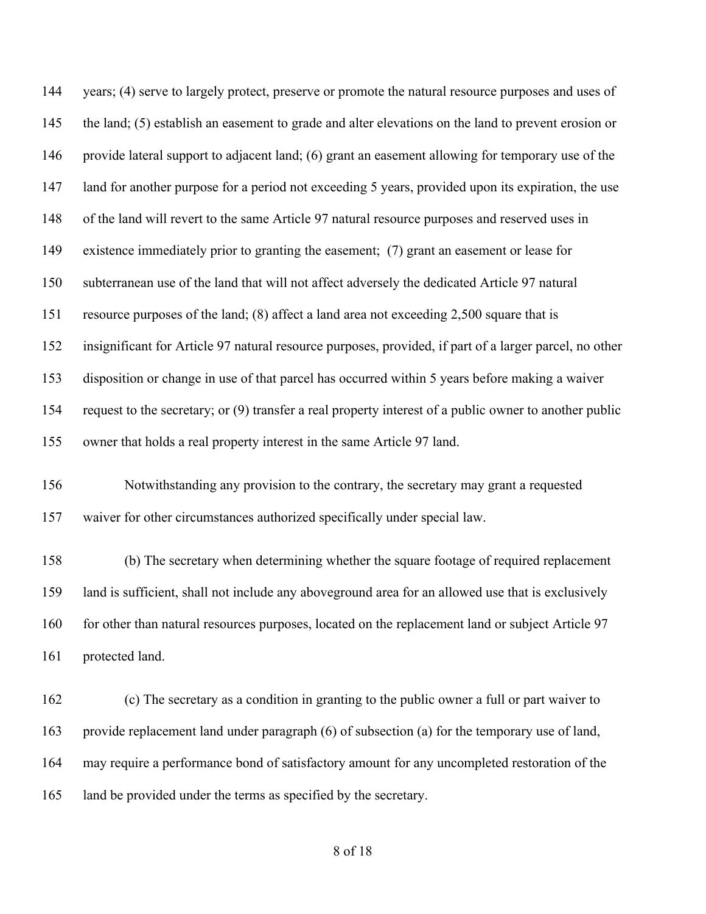years; (4) serve to largely protect, preserve or promote the natural resource purposes and uses of the land; (5) establish an easement to grade and alter elevations on the land to prevent erosion or provide lateral support to adjacent land; (6) grant an easement allowing for temporary use of the land for another purpose for a period not exceeding 5 years, provided upon its expiration, the use of the land will revert to the same Article 97 natural resource purposes and reserved uses in existence immediately prior to granting the easement; (7) grant an easement or lease for subterranean use of the land that will not affect adversely the dedicated Article 97 natural resource purposes of the land; (8) affect a land area not exceeding 2,500 square that is insignificant for Article 97 natural resource purposes, provided, if part of a larger parcel, no other disposition or change in use of that parcel has occurred within 5 years before making a waiver request to the secretary; or (9) transfer a real property interest of a public owner to another public owner that holds a real property interest in the same Article 97 land.

Notwithstanding any provision to the contrary, the secretary may grant a requested waiver for other circumstances authorized specifically under special law.

(b) The secretary when determining whether the square footage of required replacement land is sufficient, shall not include any aboveground area for an allowed use that is exclusively for other than natural resources purposes, located on the replacement land or subject Article 97 protected land.

(c) The secretary as a condition in granting to the public owner a full or part waiver to provide replacement land under paragraph (6) of subsection (a) for the temporary use of land, may require a performance bond of satisfactory amount for any uncompleted restoration of the land be provided under the terms as specified by the secretary.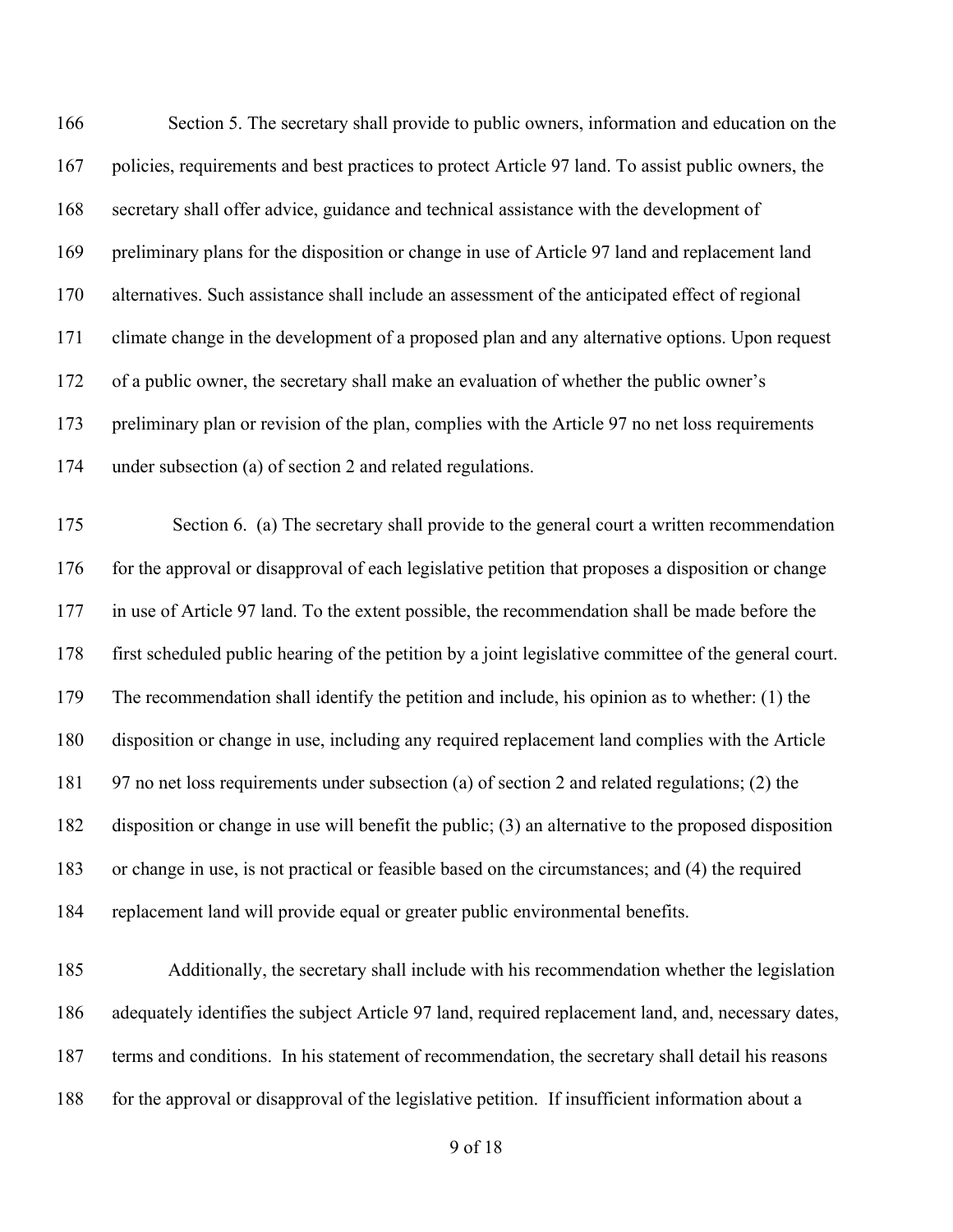Section 5. The secretary shall provide to public owners, information and education on the policies, requirements and best practices to protect Article 97 land. To assist public owners, the secretary shall offer advice, guidance and technical assistance with the development of preliminary plans for the disposition or change in use of Article 97 land and replacement land alternatives. Such assistance shall include an assessment of the anticipated effect of regional climate change in the development of a proposed plan and any alternative options. Upon request of a public owner, the secretary shall make an evaluation of whether the public owner's preliminary plan or revision of the plan, complies with the Article 97 no net loss requirements under subsection (a) of section 2 and related regulations.

Section 6. (a) The secretary shall provide to the general court a written recommendation for the approval or disapproval of each legislative petition that proposes a disposition or change in use of Article 97 land. To the extent possible, the recommendation shall be made before the first scheduled public hearing of the petition by a joint legislative committee of the general court. The recommendation shall identify the petition and include, his opinion as to whether: (1) the disposition or change in use, including any required replacement land complies with the Article 97 no net loss requirements under subsection (a) of section 2 and related regulations; (2) the disposition or change in use will benefit the public; (3) an alternative to the proposed disposition or change in use, is not practical or feasible based on the circumstances; and (4) the required replacement land will provide equal or greater public environmental benefits.

Additionally, the secretary shall include with his recommendation whether the legislation adequately identifies the subject Article 97 land, required replacement land, and, necessary dates, terms and conditions. In his statement of recommendation, the secretary shall detail his reasons for the approval or disapproval of the legislative petition. If insufficient information about a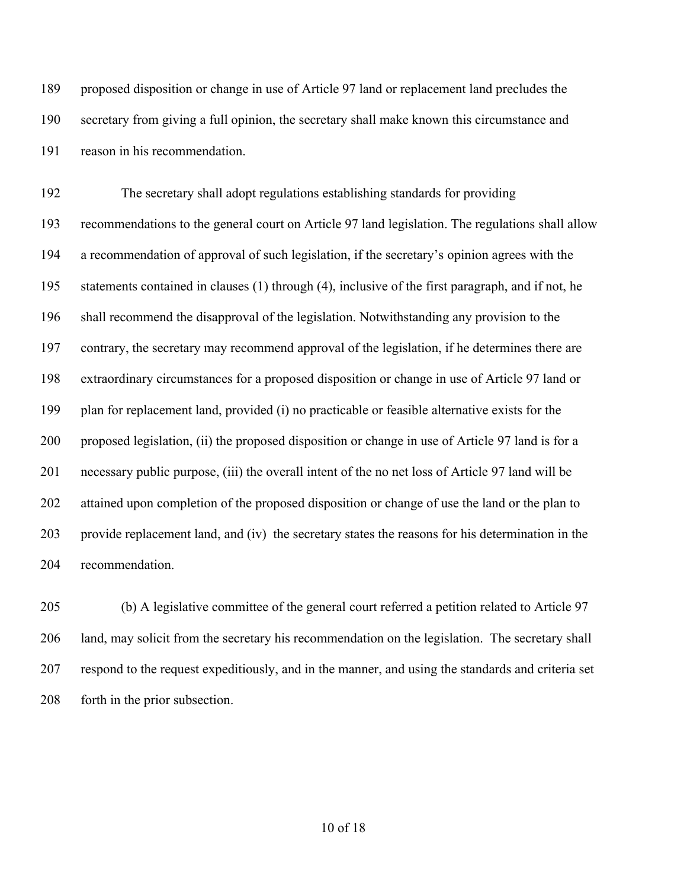proposed disposition or change in use of Article 97 land or replacement land precludes the secretary from giving a full opinion, the secretary shall make known this circumstance and reason in his recommendation.

The secretary shall adopt regulations establishing standards for providing recommendations to the general court on Article 97 land legislation. The regulations shall allow a recommendation of approval of such legislation, if the secretary's opinion agrees with the statements contained in clauses (1) through (4), inclusive of the first paragraph, and if not, he shall recommend the disapproval of the legislation. Notwithstanding any provision to the contrary, the secretary may recommend approval of the legislation, if he determines there are extraordinary circumstances for a proposed disposition or change in use of Article 97 land or plan for replacement land, provided (i) no practicable or feasible alternative exists for the proposed legislation, (ii) the proposed disposition or change in use of Article 97 land is for a necessary public purpose, (iii) the overall intent of the no net loss of Article 97 land will be attained upon completion of the proposed disposition or change of use the land or the plan to provide replacement land, and (iv) the secretary states the reasons for his determination in the recommendation.

(b) A legislative committee of the general court referred a petition related to Article 97 land, may solicit from the secretary his recommendation on the legislation. The secretary shall respond to the request expeditiously, and in the manner, and using the standards and criteria set forth in the prior subsection.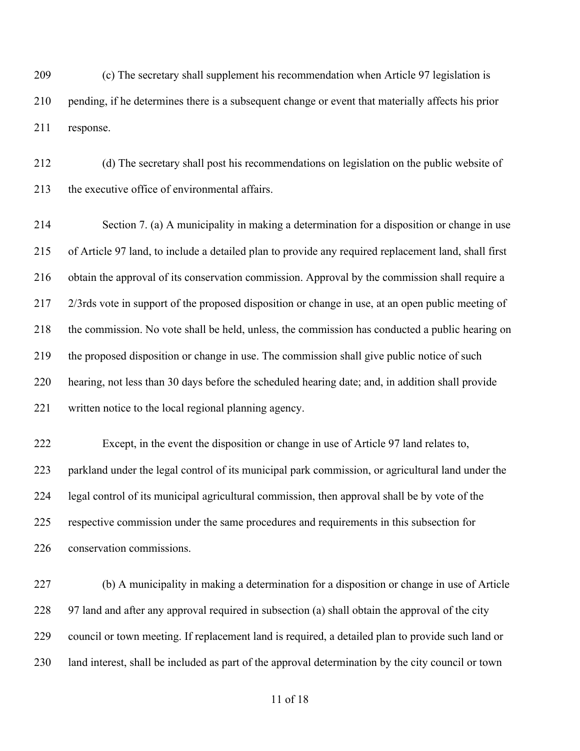(c) The secretary shall supplement his recommendation when Article 97 legislation is pending, if he determines there is a subsequent change or event that materially affects his prior response.

(d) The secretary shall post his recommendations on legislation on the public website of the executive office of environmental affairs.

Section 7. (a) A municipality in making a determination for a disposition or change in use of Article 97 land, to include a detailed plan to provide any required replacement land, shall first obtain the approval of its conservation commission. Approval by the commission shall require a 2/3rds vote in support of the proposed disposition or change in use, at an open public meeting of the commission. No vote shall be held, unless, the commission has conducted a public hearing on the proposed disposition or change in use. The commission shall give public notice of such hearing, not less than 30 days before the scheduled hearing date; and, in addition shall provide written notice to the local regional planning agency.

Except, in the event the disposition or change in use of Article 97 land relates to, parkland under the legal control of its municipal park commission, or agricultural land under the legal control of its municipal agricultural commission, then approval shall be by vote of the respective commission under the same procedures and requirements in this subsection for conservation commissions.

(b) A municipality in making a determination for a disposition or change in use of Article 97 land and after any approval required in subsection (a) shall obtain the approval of the city council or town meeting. If replacement land is required, a detailed plan to provide such land or land interest, shall be included as part of the approval determination by the city council or town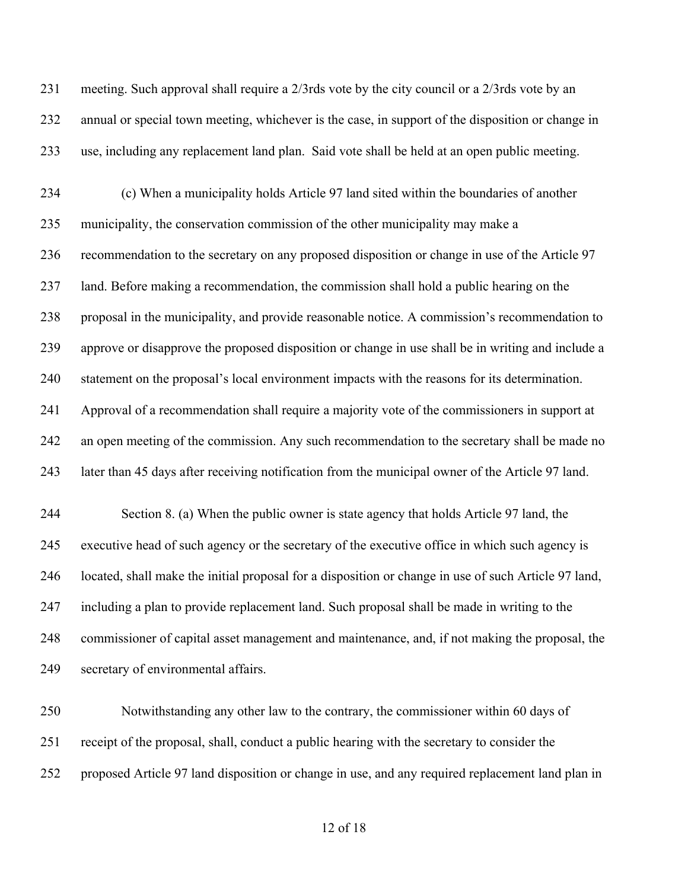meeting. Such approval shall require a 2/3rds vote by the city council or a 2/3rds vote by an annual or special town meeting, whichever is the case, in support of the disposition or change in use, including any replacement land plan. Said vote shall be held at an open public meeting.

(c) When a municipality holds Article 97 land sited within the boundaries of another municipality, the conservation commission of the other municipality may make a recommendation to the secretary on any proposed disposition or change in use of the Article 97 land. Before making a recommendation, the commission shall hold a public hearing on the proposal in the municipality, and provide reasonable notice. A commission's recommendation to approve or disapprove the proposed disposition or change in use shall be in writing and include a statement on the proposal's local environment impacts with the reasons for its determination. Approval of a recommendation shall require a majority vote of the commissioners in support at an open meeting of the commission. Any such recommendation to the secretary shall be made no later than 45 days after receiving notification from the municipal owner of the Article 97 land.

Section 8. (a) When the public owner is state agency that holds Article 97 land, the executive head of such agency or the secretary of the executive office in which such agency is located, shall make the initial proposal for a disposition or change in use of such Article 97 land, including a plan to provide replacement land. Such proposal shall be made in writing to the commissioner of capital asset management and maintenance, and, if not making the proposal, the secretary of environmental affairs.

Notwithstanding any other law to the contrary, the commissioner within 60 days of receipt of the proposal, shall, conduct a public hearing with the secretary to consider the proposed Article 97 land disposition or change in use, and any required replacement land plan in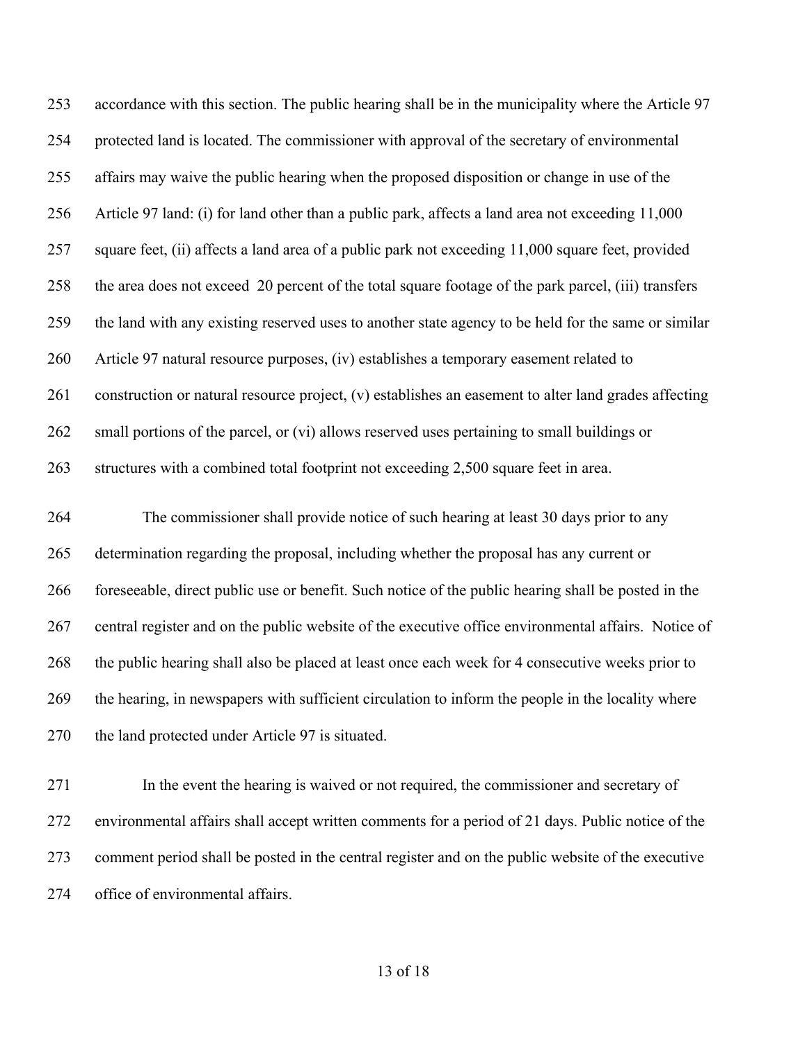accordance with this section. The public hearing shall be in the municipality where the Article 97 protected land is located. The commissioner with approval of the secretary of environmental affairs may waive the public hearing when the proposed disposition or change in use of the Article 97 land: (i) for land other than a public park, affects a land area not exceeding 11,000 square feet, (ii) affects a land area of a public park not exceeding 11,000 square feet, provided the area does not exceed 20 percent of the total square footage of the park parcel, (iii) transfers the land with any existing reserved uses to another state agency to be held for the same or similar Article 97 natural resource purposes, (iv) establishes a temporary easement related to construction or natural resource project, (v) establishes an easement to alter land grades affecting small portions of the parcel, or (vi) allows reserved uses pertaining to small buildings or structures with a combined total footprint not exceeding 2,500 square feet in area.

The commissioner shall provide notice of such hearing at least 30 days prior to any determination regarding the proposal, including whether the proposal has any current or foreseeable, direct public use or benefit. Such notice of the public hearing shall be posted in the central register and on the public website of the executive office environmental affairs. Notice of the public hearing shall also be placed at least once each week for 4 consecutive weeks prior to the hearing, in newspapers with sufficient circulation to inform the people in the locality where the land protected under Article 97 is situated.

In the event the hearing is waived or not required, the commissioner and secretary of environmental affairs shall accept written comments for a period of 21 days. Public notice of the comment period shall be posted in the central register and on the public website of the executive office of environmental affairs.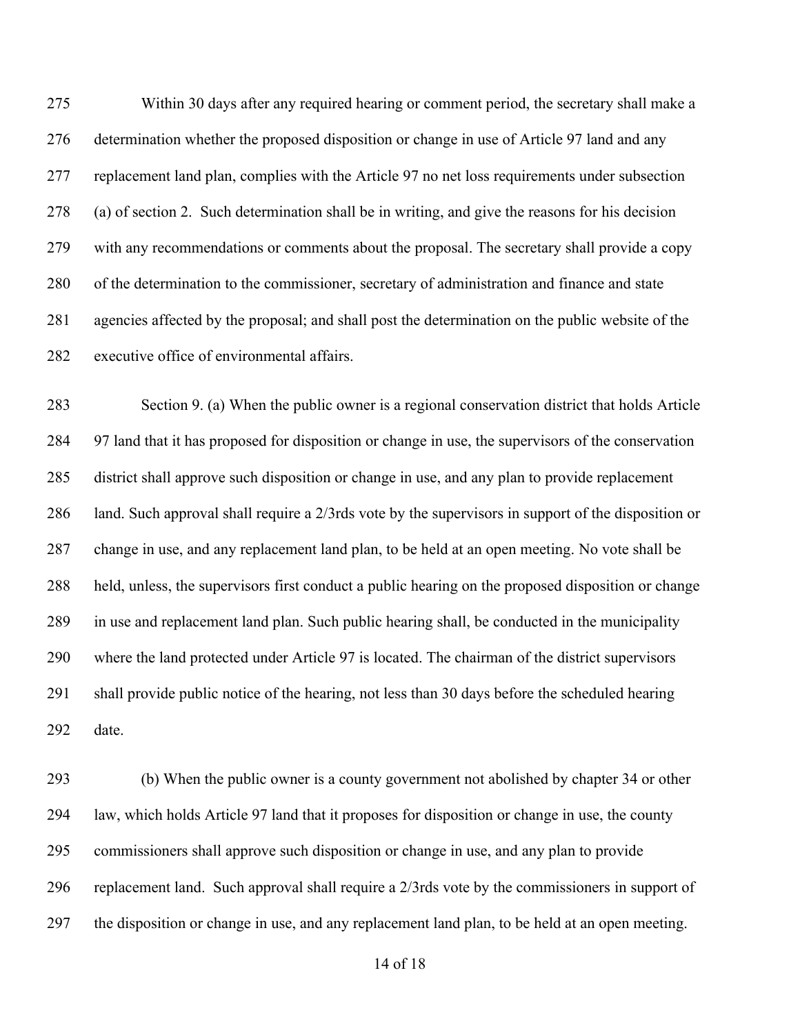Within 30 days after any required hearing or comment period, the secretary shall make a determination whether the proposed disposition or change in use of Article 97 land and any replacement land plan, complies with the Article 97 no net loss requirements under subsection (a) of section 2. Such determination shall be in writing, and give the reasons for his decision with any recommendations or comments about the proposal. The secretary shall provide a copy of the determination to the commissioner, secretary of administration and finance and state agencies affected by the proposal; and shall post the determination on the public website of the executive office of environmental affairs.

Section 9. (a) When the public owner is a regional conservation district that holds Article 97 land that it has proposed for disposition or change in use, the supervisors of the conservation district shall approve such disposition or change in use, and any plan to provide replacement land. Such approval shall require a 2/3rds vote by the supervisors in support of the disposition or change in use, and any replacement land plan, to be held at an open meeting. No vote shall be held, unless, the supervisors first conduct a public hearing on the proposed disposition or change in use and replacement land plan. Such public hearing shall, be conducted in the municipality where the land protected under Article 97 is located. The chairman of the district supervisors shall provide public notice of the hearing, not less than 30 days before the scheduled hearing date.

(b) When the public owner is a county government not abolished by chapter 34 or other law, which holds Article 97 land that it proposes for disposition or change in use, the county commissioners shall approve such disposition or change in use, and any plan to provide replacement land. Such approval shall require a 2/3rds vote by the commissioners in support of the disposition or change in use, and any replacement land plan, to be held at an open meeting.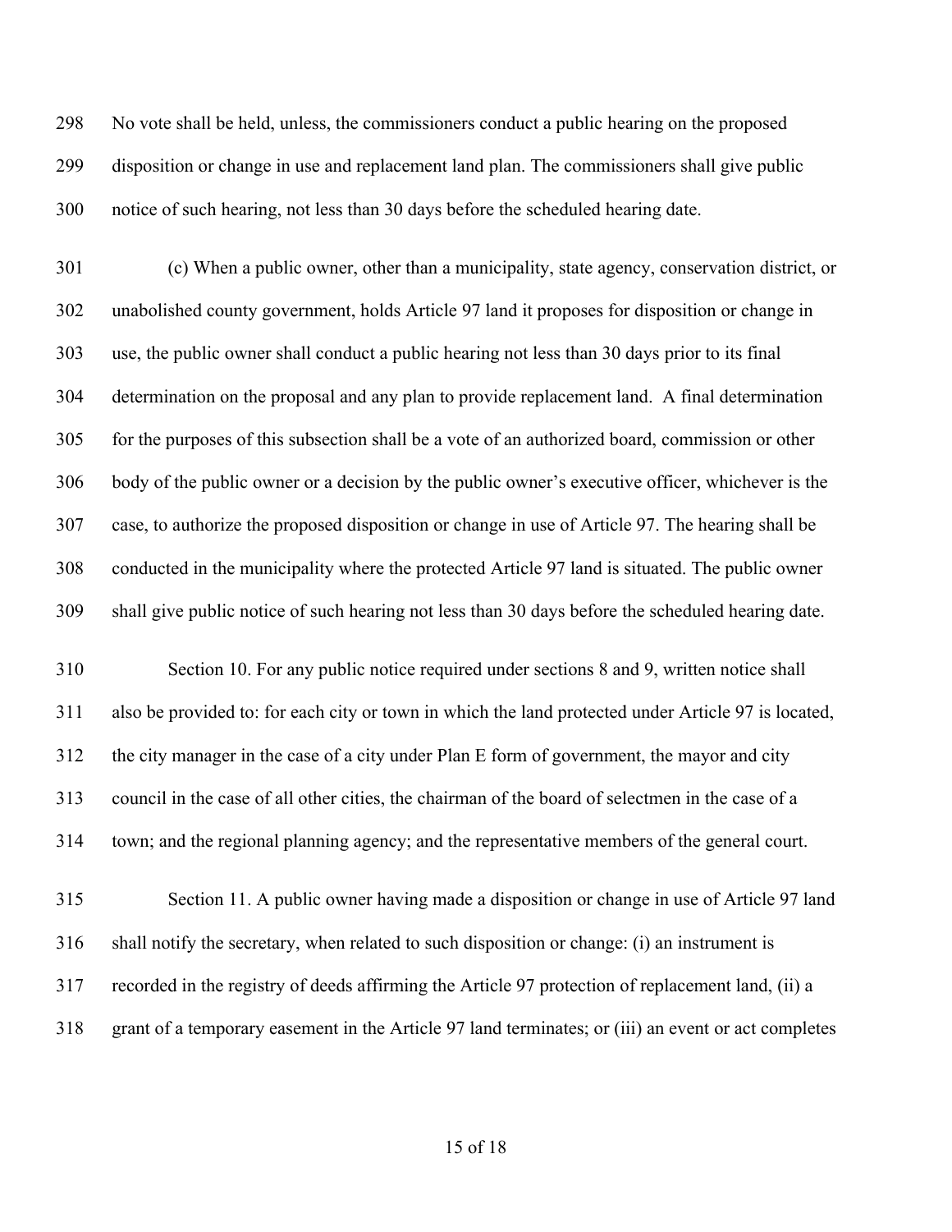No vote shall be held, unless, the commissioners conduct a public hearing on the proposed disposition or change in use and replacement land plan. The commissioners shall give public notice of such hearing, not less than 30 days before the scheduled hearing date.

(c) When a public owner, other than a municipality, state agency, conservation district, or unabolished county government, holds Article 97 land it proposes for disposition or change in use, the public owner shall conduct a public hearing not less than 30 days prior to its final determination on the proposal and any plan to provide replacement land. A final determination for the purposes of this subsection shall be a vote of an authorized board, commission or other body of the public owner or a decision by the public owner's executive officer, whichever is the case, to authorize the proposed disposition or change in use of Article 97. The hearing shall be conducted in the municipality where the protected Article 97 land is situated. The public owner shall give public notice of such hearing not less than 30 days before the scheduled hearing date.

Section 10. For any public notice required under sections 8 and 9, written notice shall also be provided to: for each city or town in which the land protected under Article 97 is located, the city manager in the case of a city under Plan E form of government, the mayor and city council in the case of all other cities, the chairman of the board of selectmen in the case of a town; and the regional planning agency; and the representative members of the general court.

Section 11. A public owner having made a disposition or change in use of Article 97 land shall notify the secretary, when related to such disposition or change: (i) an instrument is recorded in the registry of deeds affirming the Article 97 protection of replacement land, (ii) a grant of a temporary easement in the Article 97 land terminates; or (iii) an event or act completes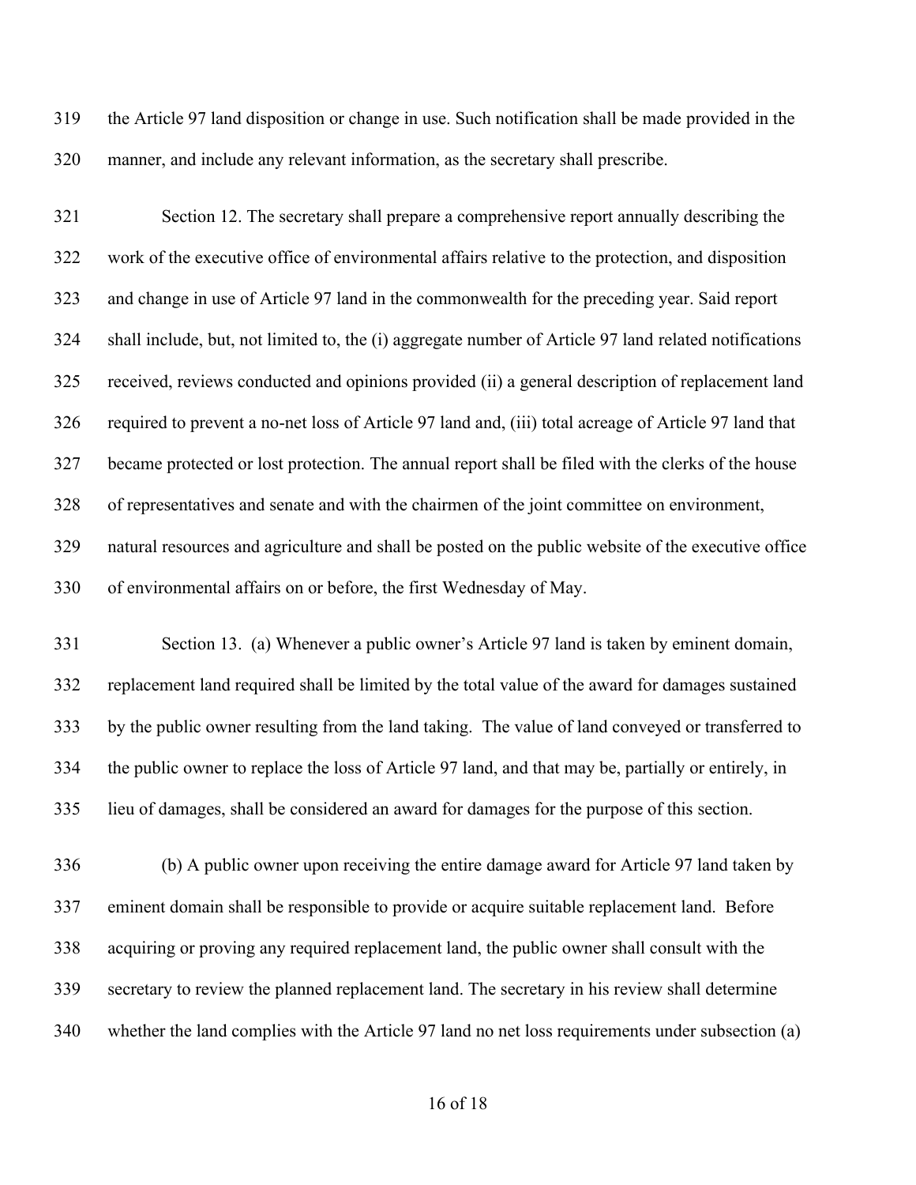the Article 97 land disposition or change in use. Such notification shall be made provided in the manner, and include any relevant information, as the secretary shall prescribe.

Section 12. The secretary shall prepare a comprehensive report annually describing the work of the executive office of environmental affairs relative to the protection, and disposition and change in use of Article 97 land in the commonwealth for the preceding year. Said report shall include, but, not limited to, the (i) aggregate number of Article 97 land related notifications received, reviews conducted and opinions provided (ii) a general description of replacement land required to prevent a no-net loss of Article 97 land and, (iii) total acreage of Article 97 land that became protected or lost protection. The annual report shall be filed with the clerks of the house of representatives and senate and with the chairmen of the joint committee on environment, natural resources and agriculture and shall be posted on the public website of the executive office of environmental affairs on or before, the first Wednesday of May.

Section 13. (a) Whenever a public owner's Article 97 land is taken by eminent domain, replacement land required shall be limited by the total value of the award for damages sustained by the public owner resulting from the land taking. The value of land conveyed or transferred to the public owner to replace the loss of Article 97 land, and that may be, partially or entirely, in lieu of damages, shall be considered an award for damages for the purpose of this section.

(b) A public owner upon receiving the entire damage award for Article 97 land taken by eminent domain shall be responsible to provide or acquire suitable replacement land. Before acquiring or proving any required replacement land, the public owner shall consult with the secretary to review the planned replacement land. The secretary in his review shall determine whether the land complies with the Article 97 land no net loss requirements under subsection (a)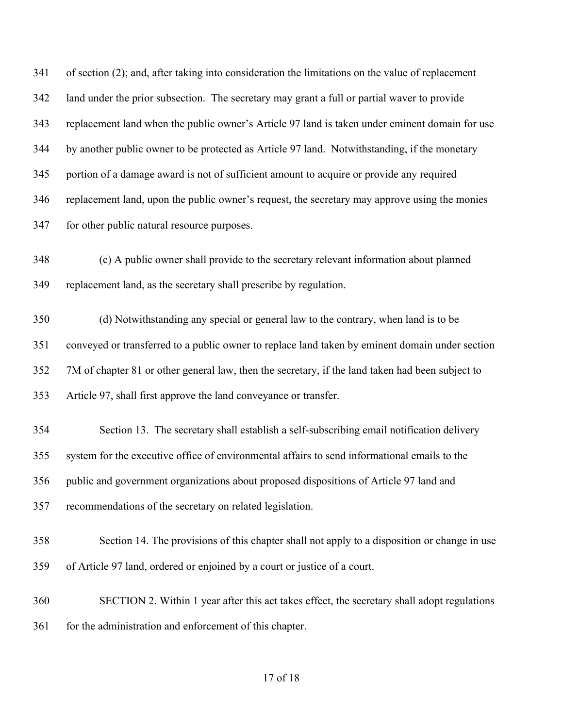of section (2); and, after taking into consideration the limitations on the value of replacement land under the prior subsection. The secretary may grant a full or partial waver to provide replacement land when the public owner's Article 97 land is taken under eminent domain for use by another public owner to be protected as Article 97 land. Notwithstanding, if the monetary portion of a damage award is not of sufficient amount to acquire or provide any required replacement land, upon the public owner's request, the secretary may approve using the monies for other public natural resource purposes.

(c) A public owner shall provide to the secretary relevant information about planned replacement land, as the secretary shall prescribe by regulation.

(d) Notwithstanding any special or general law to the contrary, when land is to be conveyed or transferred to a public owner to replace land taken by eminent domain under section 7M of chapter 81 or other general law, then the secretary, if the land taken had been subject to Article 97, shall first approve the land conveyance or transfer.

Section 13. The secretary shall establish a self-subscribing email notification delivery system for the executive office of environmental affairs to send informational emails to the public and government organizations about proposed dispositions of Article 97 land and recommendations of the secretary on related legislation.

Section 14. The provisions of this chapter shall not apply to a disposition or change in use of Article 97 land, ordered or enjoined by a court or justice of a court.

SECTION 2. Within 1 year after this act takes effect, the secretary shall adopt regulations for the administration and enforcement of this chapter.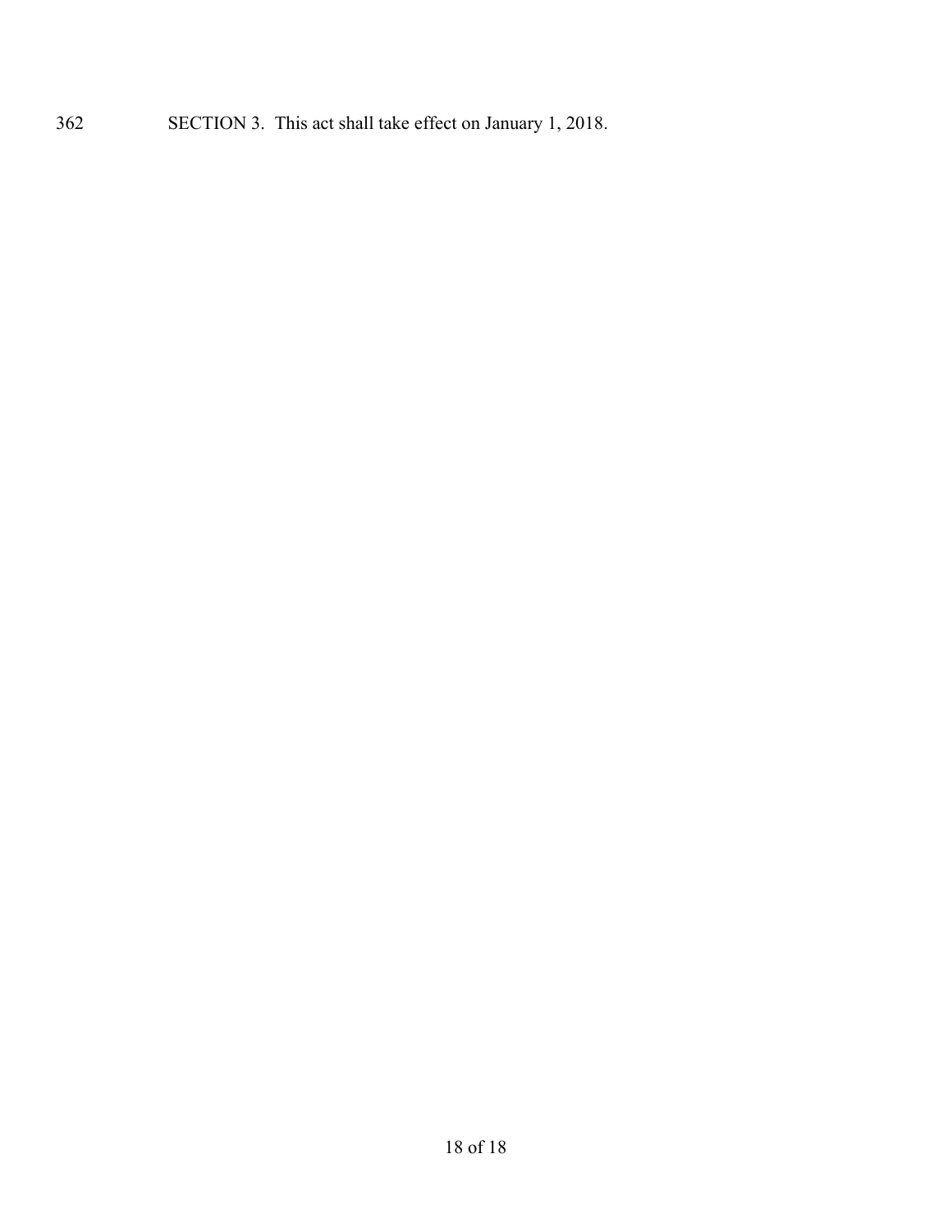362 SECTION 3. This act shall take effect on January 1, 2018.